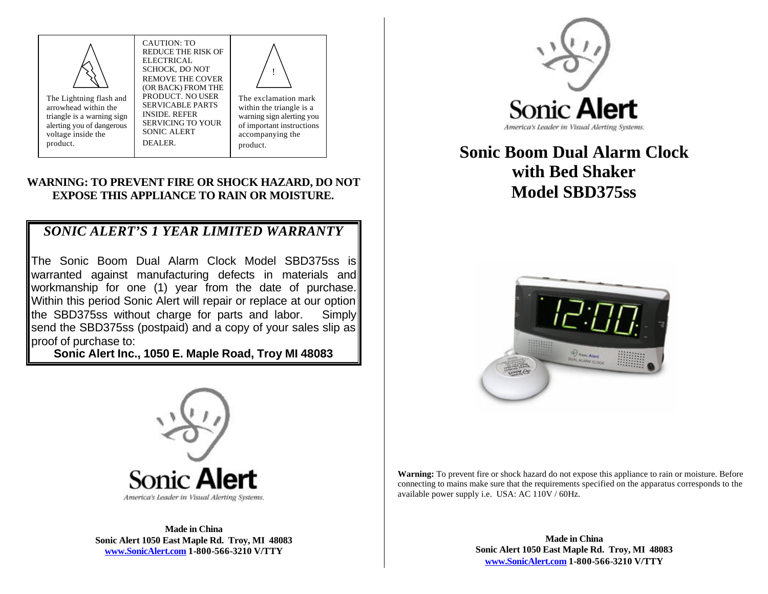| The Lightning flash and arrowhead within the triangle is a warning sign alerting you of dangerous voltage inside the product. | CAUTION: TO REDUCE THE RISK OF ELECTRICAL SCHOCK, DO NOT REMOVE THE COVER (OR BACK) FROM THE PRODUCT. NO USER SERVICABLE PARTS INSIDE. REFER SERVICING TO YOUR SONIC ALERT DEALER. | The exclamation mark within the triangle is a warning sign alerting you of important instructions accompanying the product. |
|---|---|---|

**WARNING: TO PREVENT FIRE OR SHOCK HAZARD, DO NOT EXPOSE THIS APPLIANCE TO RAIN OR MOISTURE.**

## *SONIC ALERT'S 1 YEAR LIMITED WARRANTY*

The Sonic Boom Dual Alarm Clock Model SBD375ss is warranted against manufacturing defects in materials and workmanship for one (1) year from the date of purchase. Within this period Sonic Alert will repair or replace at our option the SBD375ss without charge for parts and labor. Simply send the SBD375ss (postpaid) and a copy of your sales slip as proof of purchase to:

**Sonic Alert Inc., 1050 E. Maple Road, Troy MI 48083**

Sonic Alert

America's Leader in Visual Alerting Systems.

**Made in China**
**Sonic Alert 1050 East Maple Rd. Troy, MI 48083**
**www.SonicAlert.com 1-800-566-3210 V/TTY**

Sonic Alert

America's Leader in Visual Alerting Systems.

# Sonic Boom Dual Alarm Clock with Bed Shaker Model SBD375ss

**Warning:** To prevent fire or shock hazard do not expose this appliance to rain or moisture. Before connecting to mains make sure that the requirements specified on the apparatus corresponds to the available power supply i.e. USA: AC 110V / 60Hz.

**Made in China**
**Sonic Alert 1050 East Maple Rd. Troy, MI 48083**
**www.SonicAlert.com 1-800-566-3210 V/TTY**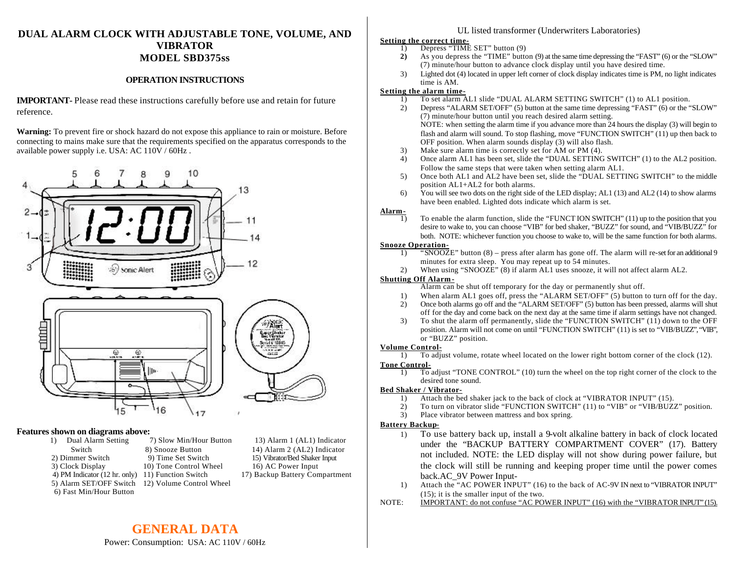# DUAL ALARM CLOCK WITH ADJUSTABLE TONE, VOLUME, AND VIBRATOR
# MODEL SBD375ss

## OPERATION INSTRUCTIONS

**IMPORTANT-** Please read these instructions carefully before use and retain for future reference.

**Warning:** To prevent fire or shock hazard do not expose this appliance to rain or moisture. Before connecting to mains make sure that the requirements specified on the apparatus corresponds to the available power supply i.e. USA: AC 110V / 60Hz .

5 6 7 8 9 10
4
13
2
11
1
14
3
12
Sonic Alert
15 16 17

**Features shown on diagrams above:**

1) Dual Alarm Setting Switch
2) Dimmer Switch
3) Clock Display
4) PM Indicator (12 hr. only)
5) Alarm SET/OFF Switch
6) Fast Min/Hour Button
7) Slow Min/Hour Button
8) Snooze Button
9) Time Set Switch
10) Tone Control Wheel
11) Function Switch
12) Volume Control Wheel
13) Alarm 1 (AL1) Indicator
14) Alarm 2 (AL2) Indicator
15) Vibrator/Bed Shaker Input
16) AC Power Input
17) Backup Battery Compartment

## GENERAL DATA

Power: Consumption: USA: AC 110V / 60Hz

UL listed transformer (Underwriters Laboratories)

**Setting the correct time-**

1) Depress "TIME SET" button (9)
2) As you depress the "TIME" button (9) at the same time depressing the "FAST" (6) or the "SLOW" (7) minute/hour button to advance clock display until you have desired time.
3) Lighted dot (4) located in upper left corner of clock display indicates time is PM, no light indicates time is AM.

**Setting the alarm time-**

1) To set alarm AL1 slide "DUAL ALARM SETTING SWITCH" (1) to AL1 position.
2) Depress "ALARM SET/OFF" (5) button at the same time depressing "FAST" (6) or the "SLOW" (7) minute/hour button until you reach desired alarm setting.
   NOTE: when setting the alarm time if you advance more than 24 hours the display (3) will begin to flash and alarm will sound. To stop flashing, move "FUNCTION SWITCH" (11) up then back to OFF position. When alarm sounds display (3) will also flash.
3) Make sure alarm time is correctly set for AM or PM (4).
4) Once alarm AL1 has been set, slide the "DUAL SETTING SWITCH" (1) to the AL2 position. Follow the same steps that were taken when setting alarm AL1.
5) Once both AL1 and AL2 have been set, slide the "DUAL SETTING SWITCH" to the middle position AL1+AL2 for both alarms.
6) You will see two dots on the right side of the LED display; AL1 (13) and AL2 (14) to show alarms have been enabled. Lighted dots indicate which alarm is set.

**Alarm-**

1) To enable the alarm function, slide the "FUNCT ION SWITCH" (11) up to the position that you desire to wake to, you can choose "VIB" for bed shaker, "BUZZ" for sound, and "VIB/BUZZ" for both. NOTE: whichever function you choose to wake to, will be the same function for both alarms.

**Snooze Operation-**

1) "SNOOZE" button (8) – press after alarm has gone off. The alarm will re-set for an additional 9 minutes for extra sleep. You may repeat up to 54 minutes.
2) When using "SNOOZE" (8) if alarm AL1 uses snooze, it will not affect alarm AL2.

**Shutting Off Alarm-**

Alarm can be shut off temporary for the day or permanently shut off.

1) When alarm AL1 goes off, press the "ALARM SET/OFF" (5) button to turn off for the day.
2) Once both alarms go off and the "ALARM SET/OFF" (5) button has been pressed, alarms will shut off for the day and come back on the next day at the same time if alarm settings have not changed.
3) To shut the alarm off permanently, slide the "FUNCTION SWITCH" (11) down to the OFF position. Alarm will not come on until "FUNCTION SWITCH" (11) is set to "VIB/BUZZ", "VIB", or "BUZZ" position.

**Volume Control-**

1) To adjust volume, rotate wheel located on the lower right bottom corner of the clock (12).

**Tone Control-**

1) To adjust "TONE CONTROL" (10) turn the wheel on the top right corner of the clock to the desired tone sound.

**Bed Shaker / Vibrator-**

1) Attach the bed shaker jack to the back of clock at "VIBRATOR INPUT" (15).
2) To turn on vibrator slide "FUNCTION SWITCH" (11) to "VIB" or "VIB/BUZZ" position.
3) Place vibrator between mattress and box spring.

**Battery Backup-**

1) To use battery back up, install a 9-volt alkaline battery in back of clock located under the "BACKUP BATTERY COMPARTMENT COVER" (17). Battery not included. NOTE: the LED display will not show during power failure, but the clock will still be running and keeping proper time until the power comes back.AC_9V Power Input-
1) Attach the "AC POWER INPUT" (16) to the back of AC-9V IN next to "VIBRATOR INPUT" (15); it is the smaller input of the two.

NOTE: IMPORTANT: do not confuse "AC POWER INPUT" (16) with the "VIBRATOR INPUT" (15).